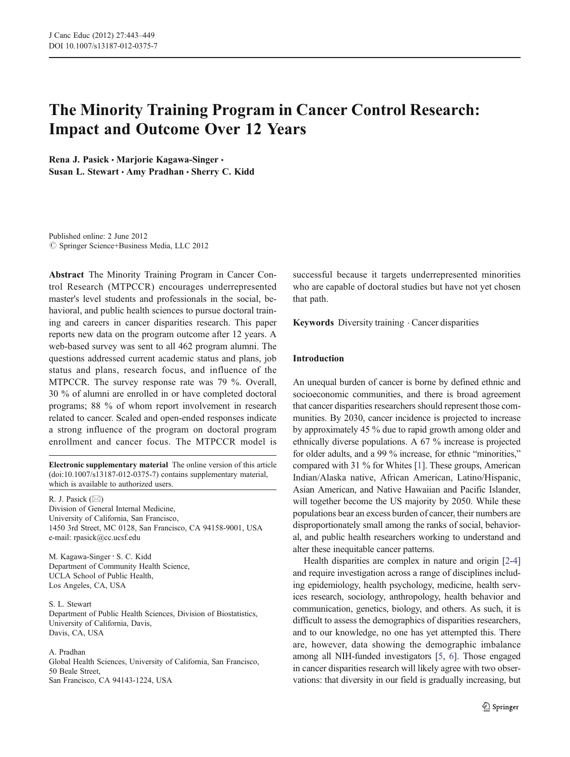# The Minority Training Program in Cancer Control Research: Impact and Outcome Over 12 Years

**Rena J. Pasick · Marjorie Kagawa-Singer · Susan L. Stewart · Amy Pradhan · Sherry C. Kidd**

Published online: 2 June 2012
© Springer Science+Business Media, LLC 2012

**Abstract** The Minority Training Program in Cancer Control Research (MTPCCR) encourages underrepresented master's level students and professionals in the social, behavioral, and public health sciences to pursue doctoral training and careers in cancer disparities research. This paper reports new data on the program outcome after 12 years. A web-based survey was sent to all 462 program alumni. The questions addressed current academic status and plans, job status and plans, research focus, and influence of the MTPCCR. The survey response rate was 79 %. Overall, 30 % of alumni are enrolled in or have completed doctoral programs; 88 % of whom report involvement in research related to cancer. Scaled and open-ended responses indicate a strong influence of the program on doctoral program enrollment and cancer focus. The MTPCCR model is successful because it targets underrepresented minorities who are capable of doctoral studies but have not yet chosen that path.

**Keywords** Diversity training · Cancer disparities

**Electronic supplementary material** The online version of this article (doi:10.1007/s13187-012-0375-7) contains supplementary material, which is available to authorized users.

R. J. Pasick (✉)
Division of General Internal Medicine,
University of California, San Francisco,
1450 3rd Street, MC 0128, San Francisco, CA 94158-9001, USA
e-mail: rpasick@cc.ucsf.edu

M. Kagawa-Singer · S. C. Kidd
Department of Community Health Science,
UCLA School of Public Health,
Los Angeles, CA, USA

S. L. Stewart
Department of Public Health Sciences, Division of Biostatistics,
University of California, Davis,
Davis, CA, USA

A. Pradhan
Global Health Sciences, University of California, San Francisco,
50 Beale Street,
San Francisco, CA 94143-1224, USA

## Introduction

An unequal burden of cancer is borne by defined ethnic and socioeconomic communities, and there is broad agreement that cancer disparities researchers should represent those communities. By 2030, cancer incidence is projected to increase by approximately 45 % due to rapid growth among older and ethnically diverse populations. A 67 % increase is projected for older adults, and a 99 % increase, for ethnic "minorities," compared with 31 % for Whites [1]. These groups, American Indian/Alaska native, African American, Latino/Hispanic, Asian American, and Native Hawaiian and Pacific Islander, will together become the US majority by 2050. While these populations bear an excess burden of cancer, their numbers are disproportionately small among the ranks of social, behavioral, and public health researchers working to understand and alter these inequitable cancer patterns.

Health disparities are complex in nature and origin [2-4] and require investigation across a range of disciplines including epidemiology, health psychology, medicine, health services research, sociology, anthropology, health behavior and communication, genetics, biology, and others. As such, it is difficult to assess the demographics of disparities researchers, and to our knowledge, no one has yet attempted this. There are, however, data showing the demographic imbalance among all NIH-funded investigators [5, 6]. Those engaged in cancer disparities research will likely agree with two observations: that diversity in our field is gradually increasing, but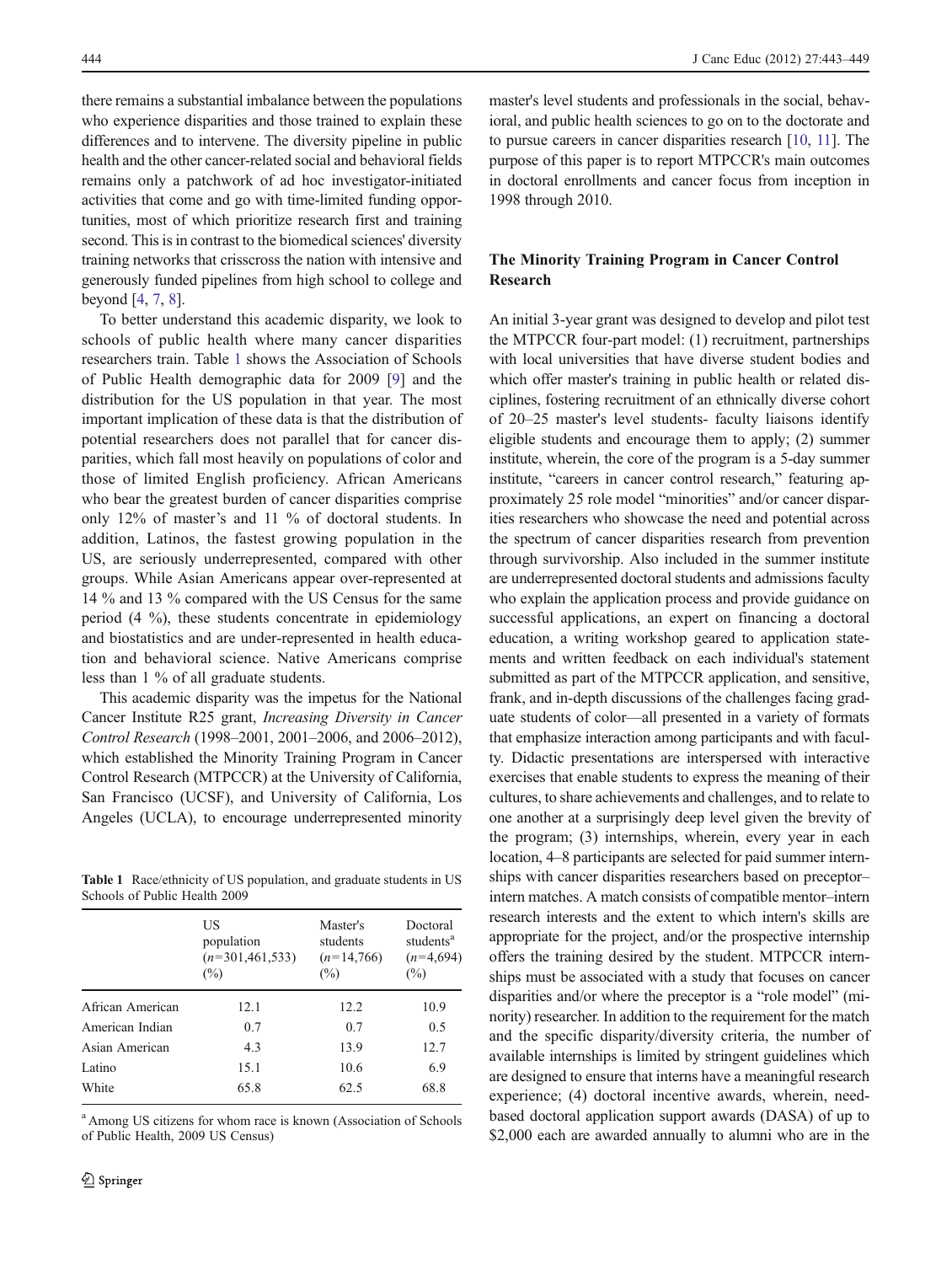there remains a substantial imbalance between the populations who experience disparities and those trained to explain these differences and to intervene. The diversity pipeline in public health and the other cancer-related social and behavioral fields remains only a patchwork of ad hoc investigator-initiated activities that come and go with time-limited funding opportunities, most of which prioritize research first and training second. This is in contrast to the biomedical sciences' diversity training networks that crisscross the nation with intensive and generously funded pipelines from high school to college and beyond [4, 7, 8].

To better understand this academic disparity, we look to schools of public health where many cancer disparities researchers train. Table 1 shows the Association of Schools of Public Health demographic data for 2009 [9] and the distribution for the US population in that year. The most important implication of these data is that the distribution of potential researchers does not parallel that for cancer disparities, which fall most heavily on populations of color and those of limited English proficiency. African Americans who bear the greatest burden of cancer disparities comprise only 12% of master's and 11 % of doctoral students. In addition, Latinos, the fastest growing population in the US, are seriously underrepresented, compared with other groups. While Asian Americans appear over-represented at 14 % and 13 % compared with the US Census for the same period (4 %), these students concentrate in epidemiology and biostatistics and are under-represented in health education and behavioral science. Native Americans comprise less than 1 % of all graduate students.

This academic disparity was the impetus for the National Cancer Institute R25 grant, *Increasing Diversity in Cancer Control Research* (1998–2001, 2001–2006, and 2006–2012), which established the Minority Training Program in Cancer Control Research (MTPCCR) at the University of California, San Francisco (UCSF), and University of California, Los Angeles (UCLA), to encourage underrepresented minority master's level students and professionals in the social, behavioral, and public health sciences to go on to the doctorate and to pursue careers in cancer disparities research [10, 11]. The purpose of this paper is to report MTPCCR's main outcomes in doctoral enrollments and cancer focus from inception in 1998 through 2010.

**Table 1** Race/ethnicity of US population, and graduate students in US Schools of Public Health 2009

| | US population ($n$=301,461,533) (%) | Master's students ($n$=14,766) (%) | Doctoral students[a] ($n$=4,694) (%) |
|---|---|---|---|
| African American | 12.1 | 12.2 | 10.9 |
| American Indian | 0.7 | 0.7 | 0.5 |
| Asian American | 4.3 | 13.9 | 12.7 |
| Latino | 15.1 | 10.6 | 6.9 |
| White | 65.8 | 62.5 | 68.8 |

[a] Among US citizens for whom race is known (Association of Schools of Public Health, 2009 US Census)

## The Minority Training Program in Cancer Control Research

An initial 3-year grant was designed to develop and pilot test the MTPCCR four-part model: (1) recruitment, partnerships with local universities that have diverse student bodies and which offer master's training in public health or related disciplines, fostering recruitment of an ethnically diverse cohort of 20–25 master's level students- faculty liaisons identify eligible students and encourage them to apply; (2) summer institute, wherein, the core of the program is a 5-day summer institute, "careers in cancer control research," featuring approximately 25 role model "minorities" and/or cancer disparities researchers who showcase the need and potential across the spectrum of cancer disparities research from prevention through survivorship. Also included in the summer institute are underrepresented doctoral students and admissions faculty who explain the application process and provide guidance on successful applications, an expert on financing a doctoral education, a writing workshop geared to application statements and written feedback on each individual's statement submitted as part of the MTPCCR application, and sensitive, frank, and in-depth discussions of the challenges facing graduate students of color—all presented in a variety of formats that emphasize interaction among participants and with faculty. Didactic presentations are interspersed with interactive exercises that enable students to express the meaning of their cultures, to share achievements and challenges, and to relate to one another at a surprisingly deep level given the brevity of the program; (3) internships, wherein, every year in each location, 4–8 participants are selected for paid summer internships with cancer disparities researchers based on preceptor–intern matches. A match consists of compatible mentor–intern research interests and the extent to which intern's skills are appropriate for the project, and/or the prospective internship offers the training desired by the student. MTPCCR internships must be associated with a study that focuses on cancer disparities and/or where the preceptor is a "role model" (minority) researcher. In addition to the requirement for the match and the specific disparity/diversity criteria, the number of available internships is limited by stringent guidelines which are designed to ensure that interns have a meaningful research experience; (4) doctoral incentive awards, wherein, need-based doctoral application support awards (DASA) of up to $2,000 each are awarded annually to alumni who are in the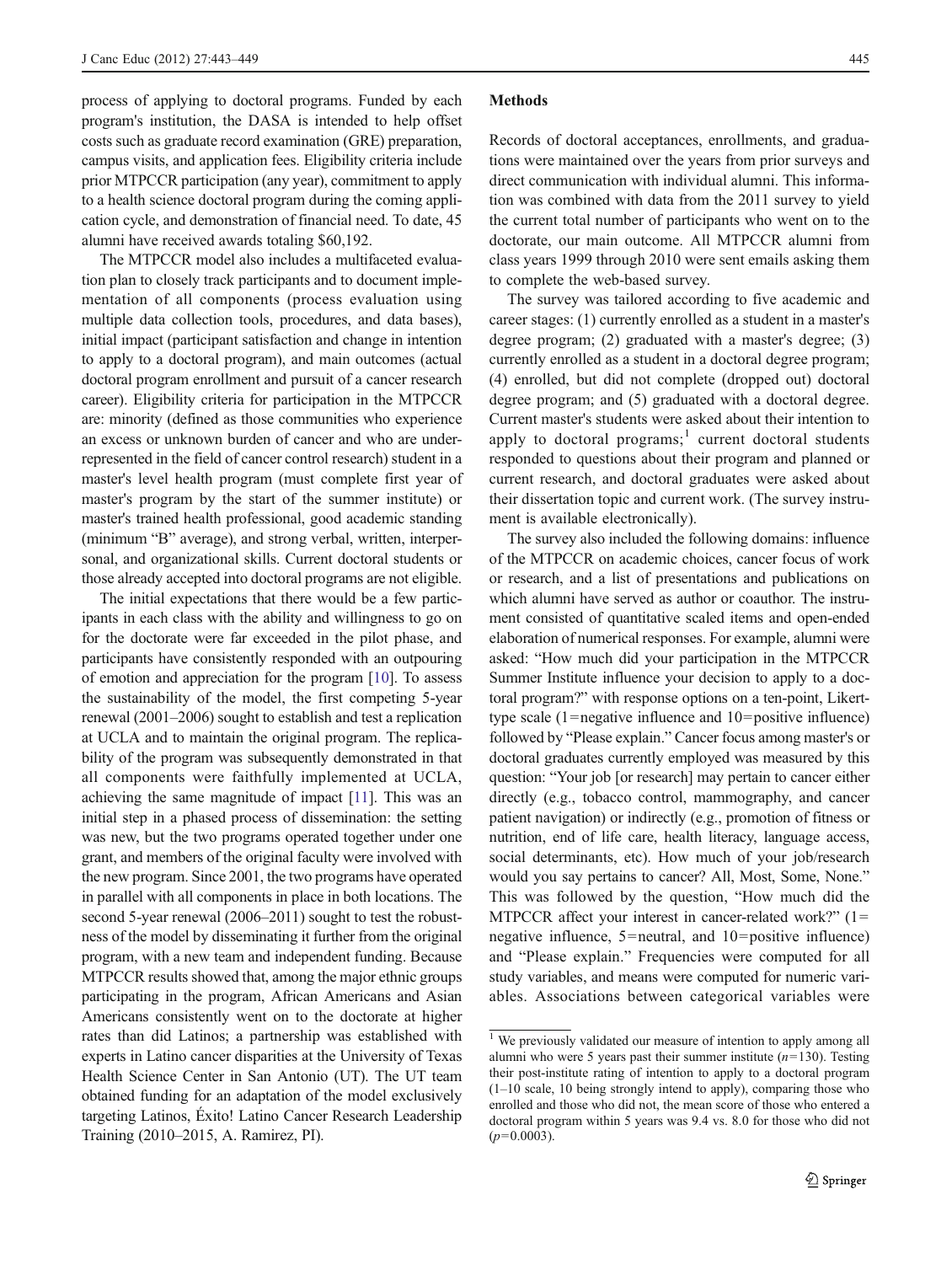process of applying to doctoral programs. Funded by each program's institution, the DASA is intended to help offset costs such as graduate record examination (GRE) preparation, campus visits, and application fees. Eligibility criteria include prior MTPCCR participation (any year), commitment to apply to a health science doctoral program during the coming application cycle, and demonstration of financial need. To date, 45 alumni have received awards totaling $60,192.

The MTPCCR model also includes a multifaceted evaluation plan to closely track participants and to document implementation of all components (process evaluation using multiple data collection tools, procedures, and data bases), initial impact (participant satisfaction and change in intention to apply to a doctoral program), and main outcomes (actual doctoral program enrollment and pursuit of a cancer research career). Eligibility criteria for participation in the MTPCCR are: minority (defined as those communities who experience an excess or unknown burden of cancer and who are underrepresented in the field of cancer control research) student in a master's level health program (must complete first year of master's program by the start of the summer institute) or master's trained health professional, good academic standing (minimum "B" average), and strong verbal, written, interpersonal, and organizational skills. Current doctoral students or those already accepted into doctoral programs are not eligible.

The initial expectations that there would be a few participants in each class with the ability and willingness to go on for the doctorate were far exceeded in the pilot phase, and participants have consistently responded with an outpouring of emotion and appreciation for the program [10]. To assess the sustainability of the model, the first competing 5-year renewal (2001–2006) sought to establish and test a replication at UCLA and to maintain the original program. The replicability of the program was subsequently demonstrated in that all components were faithfully implemented at UCLA, achieving the same magnitude of impact [11]. This was an initial step in a phased process of dissemination: the setting was new, but the two programs operated together under one grant, and members of the original faculty were involved with the new program. Since 2001, the two programs have operated in parallel with all components in place in both locations. The second 5-year renewal (2006–2011) sought to test the robustness of the model by disseminating it further from the original program, with a new team and independent funding. Because MTPCCR results showed that, among the major ethnic groups participating in the program, African Americans and Asian Americans consistently went on to the doctorate at higher rates than did Latinos; a partnership was established with experts in Latino cancer disparities at the University of Texas Health Science Center in San Antonio (UT). The UT team obtained funding for an adaptation of the model exclusively targeting Latinos, Éxito! Latino Cancer Research Leadership Training (2010–2015, A. Ramirez, PI).

## Methods

Records of doctoral acceptances, enrollments, and graduations were maintained over the years from prior surveys and direct communication with individual alumni. This information was combined with data from the 2011 survey to yield the current total number of participants who went on to the doctorate, our main outcome. All MTPCCR alumni from class years 1999 through 2010 were sent emails asking them to complete the web-based survey.

The survey was tailored according to five academic and career stages: (1) currently enrolled as a student in a master's degree program; (2) graduated with a master's degree; (3) currently enrolled as a student in a doctoral degree program; (4) enrolled, but did not complete (dropped out) doctoral degree program; and (5) graduated with a doctoral degree. Current master's students were asked about their intention to apply to doctoral programs;[1] current doctoral students responded to questions about their program and planned or current research, and doctoral graduates were asked about their dissertation topic and current work. (The survey instrument is available electronically).

The survey also included the following domains: influence of the MTPCCR on academic choices, cancer focus of work or research, and a list of presentations and publications on which alumni have served as author or coauthor. The instrument consisted of quantitative scaled items and open-ended elaboration of numerical responses. For example, alumni were asked: "How much did your participation in the MTPCCR Summer Institute influence your decision to apply to a doctoral program?" with response options on a ten-point, Likert-type scale (1=negative influence and 10=positive influence) followed by "Please explain." Cancer focus among master's or doctoral graduates currently employed was measured by this question: "Your job [or research] may pertain to cancer either directly (e.g., tobacco control, mammography, and cancer patient navigation) or indirectly (e.g., promotion of fitness or nutrition, end of life care, health literacy, language access, social determinants, etc). How much of your job/research would you say pertains to cancer? All, Most, Some, None." This was followed by the question, "How much did the MTPCCR affect your interest in cancer-related work?" (1=negative influence, 5=neutral, and 10=positive influence) and "Please explain." Frequencies were computed for all study variables, and means were computed for numeric variables. Associations between categorical variables were

[1] We previously validated our measure of intention to apply among all alumni who were 5 years past their summer institute ($n$=130). Testing their post-institute rating of intention to apply to a doctoral program (1–10 scale, 10 being strongly intend to apply), comparing those who enrolled and those who did not, the mean score of those who entered a doctoral program within 5 years was 9.4 vs. 8.0 for those who did not ($p$=0.0003).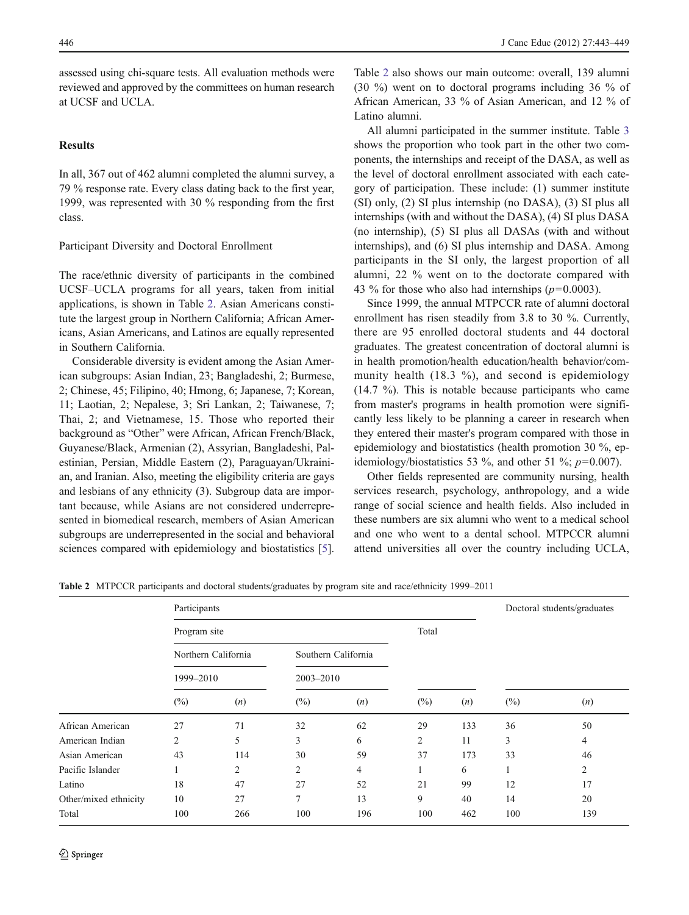assessed using chi-square tests. All evaluation methods were reviewed and approved by the committees on human research at UCSF and UCLA.

## Results

In all, 367 out of 462 alumni completed the alumni survey, a 79 % response rate. Every class dating back to the first year, 1999, was represented with 30 % responding from the first class.

### Participant Diversity and Doctoral Enrollment

The race/ethnic diversity of participants in the combined UCSF–UCLA programs for all years, taken from initial applications, is shown in Table 2. Asian Americans constitute the largest group in Northern California; African Americans, Asian Americans, and Latinos are equally represented in Southern California.

Considerable diversity is evident among the Asian American subgroups: Asian Indian, 23; Bangladeshi, 2; Burmese, 2; Chinese, 45; Filipino, 40; Hmong, 6; Japanese, 7; Korean, 11; Laotian, 2; Nepalese, 3; Sri Lankan, 2; Taiwanese, 7; Thai, 2; and Vietnamese, 15. Those who reported their background as "Other" were African, African French/Black, Guyanese/Black, Armenian (2), Assyrian, Bangladeshi, Palestinian, Persian, Middle Eastern (2), Paraguayan/Ukrainian, and Iranian. Also, meeting the eligibility criteria are gays and lesbians of any ethnicity (3). Subgroup data are important because, while Asians are not considered underrepresented in biomedical research, members of Asian American subgroups are underrepresented in the social and behavioral sciences compared with epidemiology and biostatistics [5]. Table 2 also shows our main outcome: overall, 139 alumni (30 %) went on to doctoral programs including 36 % of African American, 33 % of Asian American, and 12 % of Latino alumni.

All alumni participated in the summer institute. Table 3 shows the proportion who took part in the other two components, the internships and receipt of the DASA, as well as the level of doctoral enrollment associated with each category of participation. These include: (1) summer institute (SI) only, (2) SI plus internship (no DASA), (3) SI plus all internships (with and without the DASA), (4) SI plus DASA (no internship), (5) SI plus all DASAs (with and without internships), and (6) SI plus internship and DASA. Among participants in the SI only, the largest proportion of all alumni, 22 % went on to the doctorate compared with 43 % for those who also had internships ($p=0.0003$).

Since 1999, the annual MTPCCR rate of alumni doctoral enrollment has risen steadily from 3.8 to 30 %. Currently, there are 95 enrolled doctoral students and 44 doctoral graduates. The greatest concentration of doctoral alumni is in health promotion/health education/health behavior/community health (18.3 %), and second is epidemiology (14.7 %). This is notable because participants who came from master's programs in health promotion were significantly less likely to be planning a career in research when they entered their master's program compared with those in epidemiology and biostatistics (health promotion 30 %, epidemiology/biostatistics 53 %, and other 51 %; $p=0.007$).

Other fields represented are community nursing, health services research, psychology, anthropology, and a wide range of social science and health fields. Also included in these numbers are six alumni who went to a medical school and one who went to a dental school. MTPCCR alumni attend universities all over the country including UCLA,

**Table 2** MTPCCR participants and doctoral students/graduates by program site and race/ethnicity 1999–2011

| | Participants | | | | | | Doctoral students/graduates | |
|---|---|---|---|---|---|---|---|---|
| | Program site | | | | Total | | | |
| | Northern California 1999–2010 | | Southern California 2003–2010 | | | | | |
| | (%) | (*n*) | (%) | (*n*) | (%) | (*n*) | (%) | (*n*) |
| African American | 27 | 71 | 32 | 62 | 29 | 133 | 36 | 50 |
| American Indian | 2 | 5 | 3 | 6 | 2 | 11 | 3 | 4 |
| Asian American | 43 | 114 | 30 | 59 | 37 | 173 | 33 | 46 |
| Pacific Islander | 1 | 2 | 2 | 4 | 1 | 6 | 1 | 2 |
| Latino | 18 | 47 | 27 | 52 | 21 | 99 | 12 | 17 |
| Other/mixed ethnicity | 10 | 27 | 7 | 13 | 9 | 40 | 14 | 20 |
| Total | 100 | 266 | 100 | 196 | 100 | 462 | 100 | 139 |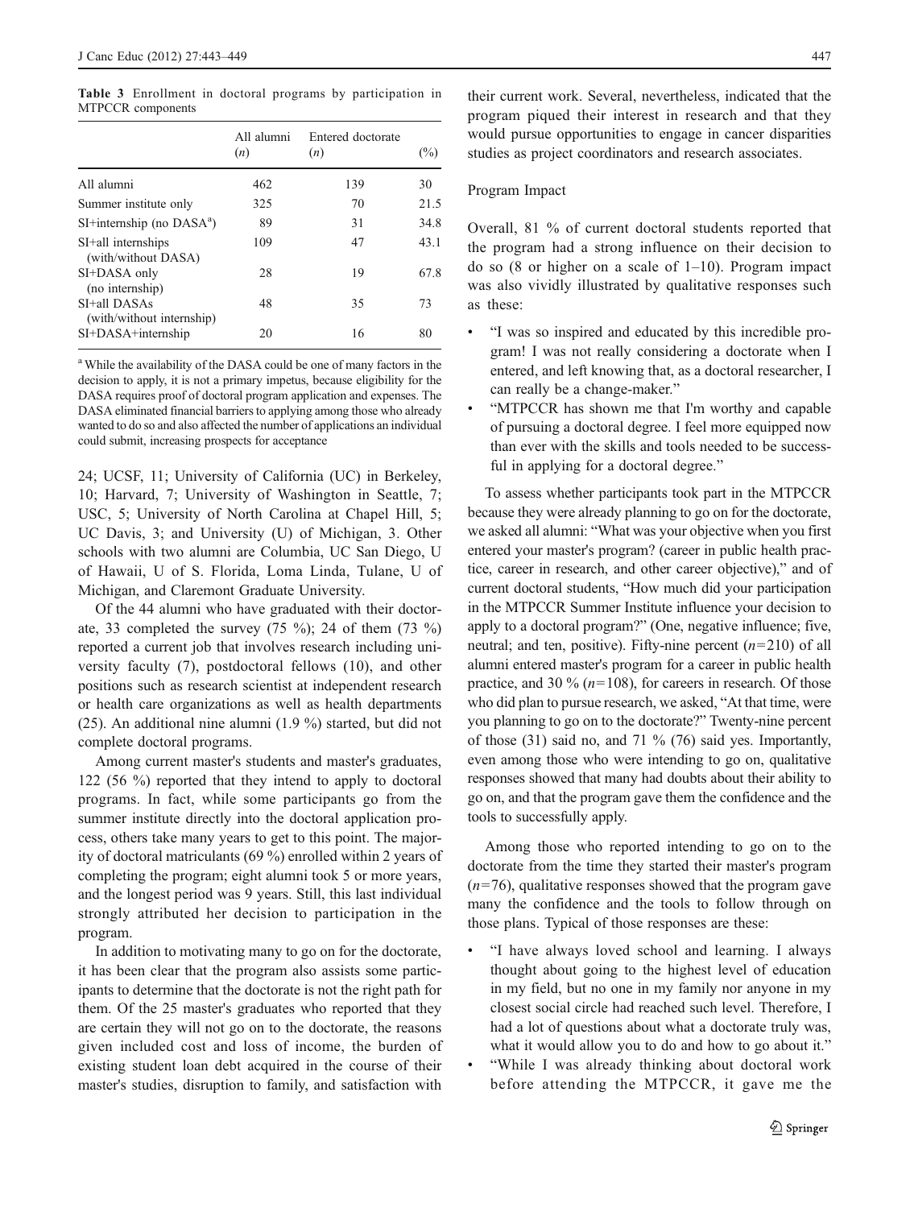**Table 3** Enrollment in doctoral programs by participation in MTPCCR components

| | All alumni (*n*) | Entered doctorate (*n*) | (%) |
|---|---|---|---|
| All alumni | 462 | 139 | 30 |
| Summer institute only | 325 | 70 | 21.5 |
| SI+internship (no DASA[a]) | 89 | 31 | 34.8 |
| SI+all internships (with/without DASA) | 109 | 47 | 43.1 |
| SI+DASA only (no internship) | 28 | 19 | 67.8 |
| SI+all DASAs (with/without internship) | 48 | 35 | 73 |
| SI+DASA+internship | 20 | 16 | 80 |

[a] While the availability of the DASA could be one of many factors in the decision to apply, it is not a primary impetus, because eligibility for the DASA requires proof of doctoral program application and expenses. The DASA eliminated financial barriers to applying among those who already wanted to do so and also affected the number of applications an individual could submit, increasing prospects for acceptance

24; UCSF, 11; University of California (UC) in Berkeley, 10; Harvard, 7; University of Washington in Seattle, 7; USC, 5; University of North Carolina at Chapel Hill, 5; UC Davis, 3; and University (U) of Michigan, 3. Other schools with two alumni are Columbia, UC San Diego, U of Hawaii, U of S. Florida, Loma Linda, Tulane, U of Michigan, and Claremont Graduate University.

Of the 44 alumni who have graduated with their doctorate, 33 completed the survey (75 %); 24 of them (73 %) reported a current job that involves research including university faculty (7), postdoctoral fellows (10), and other positions such as research scientist at independent research or health care organizations as well as health departments (25). An additional nine alumni (1.9 %) started, but did not complete doctoral programs.

Among current master's students and master's graduates, 122 (56 %) reported that they intend to apply to doctoral programs. In fact, while some participants go from the summer institute directly into the doctoral application process, others take many years to get to this point. The majority of doctoral matriculants (69 %) enrolled within 2 years of completing the program; eight alumni took 5 or more years, and the longest period was 9 years. Still, this last individual strongly attributed her decision to participation in the program.

In addition to motivating many to go on for the doctorate, it has been clear that the program also assists some participants to determine that the doctorate is not the right path for them. Of the 25 master's graduates who reported that they are certain they will not go on to the doctorate, the reasons given included cost and loss of income, the burden of existing student loan debt acquired in the course of their master's studies, disruption to family, and satisfaction with their current work. Several, nevertheless, indicated that the program piqued their interest in research and that they would pursue opportunities to engage in cancer disparities studies as project coordinators and research associates.

## Program Impact

Overall, 81 % of current doctoral students reported that the program had a strong influence on their decision to do so (8 or higher on a scale of 1–10). Program impact was also vividly illustrated by qualitative responses such as these:

- "I was so inspired and educated by this incredible program! I was not really considering a doctorate when I entered, and left knowing that, as a doctoral researcher, I can really be a change-maker."
- "MTPCCR has shown me that I'm worthy and capable of pursuing a doctoral degree. I feel more equipped now than ever with the skills and tools needed to be successful in applying for a doctoral degree."

To assess whether participants took part in the MTPCCR because they were already planning to go on for the doctorate, we asked all alumni: "What was your objective when you first entered your master's program? (career in public health practice, career in research, and other career objective)," and of current doctoral students, "How much did your participation in the MTPCCR Summer Institute influence your decision to apply to a doctoral program?" (One, negative influence; five, neutral; and ten, positive). Fifty-nine percent ($n=210$) of all alumni entered master's program for a career in public health practice, and 30 % ($n=108$), for careers in research. Of those who did plan to pursue research, we asked, "At that time, were you planning to go on to the doctorate?" Twenty-nine percent of those (31) said no, and 71 % (76) said yes. Importantly, even among those who were intending to go on, qualitative responses showed that many had doubts about their ability to go on, and that the program gave them the confidence and the tools to successfully apply.

Among those who reported intending to go on to the doctorate from the time they started their master's program ($n=76$), qualitative responses showed that the program gave many the confidence and the tools to follow through on those plans. Typical of those responses are these:

- "I have always loved school and learning. I always thought about going to the highest level of education in my field, but no one in my family nor anyone in my closest social circle had reached such level. Therefore, I had a lot of questions about what a doctorate truly was, what it would allow you to do and how to go about it."
- "While I was already thinking about doctoral work before attending the MTPCCR, it gave me the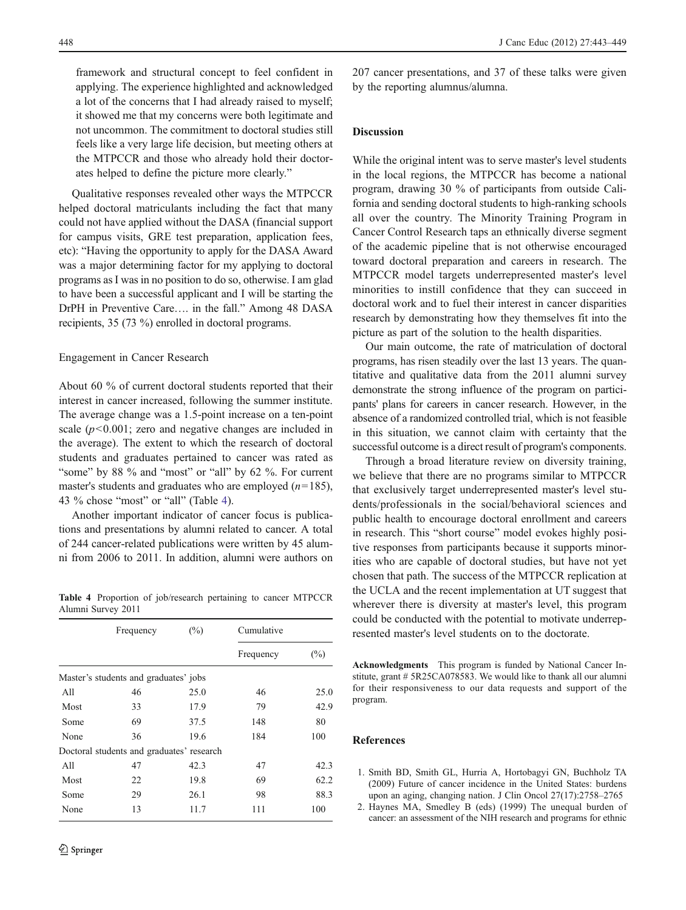framework and structural concept to feel confident in applying. The experience highlighted and acknowledged a lot of the concerns that I had already raised to myself; it showed me that my concerns were both legitimate and not uncommon. The commitment to doctoral studies still feels like a very large life decision, but meeting others at the MTPCCR and those who already hold their doctorates helped to define the picture more clearly."

Qualitative responses revealed other ways the MTPCCR helped doctoral matriculants including the fact that many could not have applied without the DASA (financial support for campus visits, GRE test preparation, application fees, etc): "Having the opportunity to apply for the DASA Award was a major determining factor for my applying to doctoral programs as I was in no position to do so, otherwise. I am glad to have been a successful applicant and I will be starting the DrPH in Preventive Care…. in the fall." Among 48 DASA recipients, 35 (73 %) enrolled in doctoral programs.

### Engagement in Cancer Research

About 60 % of current doctoral students reported that their interest in cancer increased, following the summer institute. The average change was a 1.5-point increase on a ten-point scale ($p<0.001$; zero and negative changes are included in the average). The extent to which the research of doctoral students and graduates pertained to cancer was rated as "some" by 88 % and "most" or "all" by 62 %. For current master's students and graduates who are employed ($n=185$), 43 % chose "most" or "all" (Table 4).

Another important indicator of cancer focus is publications and presentations by alumni related to cancer. A total of 244 cancer-related publications were written by 45 alumni from 2006 to 2011. In addition, alumni were authors on 207 cancer presentations, and 37 of these talks were given by the reporting alumnus/alumna.

**Table 4** Proportion of job/research pertaining to cancer MTPCCR Alumni Survey 2011

| | Frequency | (%) | Cumulative | |
|---|---|---|---|---|
| | | | Frequency | (%) |
| Master's students and graduates' jobs | | | | |
| All | 46 | 25.0 | 46 | 25.0 |
| Most | 33 | 17.9 | 79 | 42.9 |
| Some | 69 | 37.5 | 148 | 80 |
| None | 36 | 19.6 | 184 | 100 |
| Doctoral students and graduates' research | | | | |
| All | 47 | 42.3 | 47 | 42.3 |
| Most | 22 | 19.8 | 69 | 62.2 |
| Some | 29 | 26.1 | 98 | 88.3 |
| None | 13 | 11.7 | 111 | 100 |

## Discussion

While the original intent was to serve master's level students in the local regions, the MTPCCR has become a national program, drawing 30 % of participants from outside California and sending doctoral students to high-ranking schools all over the country. The Minority Training Program in Cancer Control Research taps an ethnically diverse segment of the academic pipeline that is not otherwise encouraged toward doctoral preparation and careers in research. The MTPCCR model targets underrepresented master's level minorities to instill confidence that they can succeed in doctoral work and to fuel their interest in cancer disparities research by demonstrating how they themselves fit into the picture as part of the solution to the health disparities.

Our main outcome, the rate of matriculation of doctoral programs, has risen steadily over the last 13 years. The quantitative and qualitative data from the 2011 alumni survey demonstrate the strong influence of the program on participants' plans for careers in cancer research. However, in the absence of a randomized controlled trial, which is not feasible in this situation, we cannot claim with certainty that the successful outcome is a direct result of program's components.

Through a broad literature review on diversity training, we believe that there are no programs similar to MTPCCR that exclusively target underrepresented master's level students/professionals in the social/behavioral sciences and public health to encourage doctoral enrollment and careers in research. This "short course" model evokes highly positive responses from participants because it supports minorities who are capable of doctoral studies, but have not yet chosen that path. The success of the MTPCCR replication at the UCLA and the recent implementation at UT suggest that wherever there is diversity at master's level, this program could be conducted with the potential to motivate underrepresented master's level students on to the doctorate.

**Acknowledgments** This program is funded by National Cancer Institute, grant # 5R25CA078583. We would like to thank all our alumni for their responsiveness to our data requests and support of the program.

## References

1. Smith BD, Smith GL, Hurria A, Hortobagyi GN, Buchholz TA (2009) Future of cancer incidence in the United States: burdens upon an aging, changing nation. J Clin Oncol 27(17):2758–2765
2. Haynes MA, Smedley B (eds) (1999) The unequal burden of cancer: an assessment of the NIH research and programs for ethnic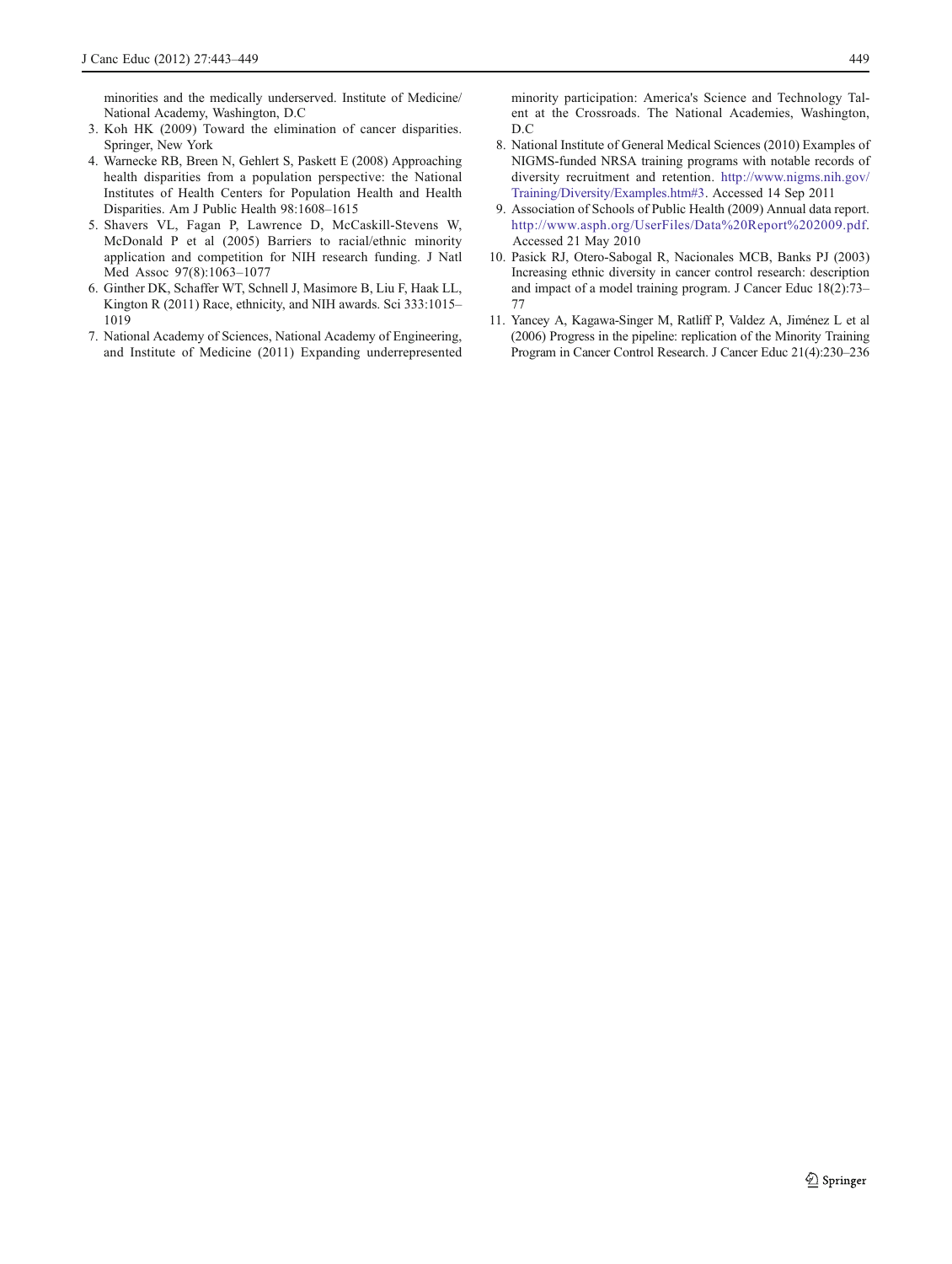minorities and the medically underserved. Institute of Medicine/ National Academy, Washington, D.C

3. Koh HK (2009) Toward the elimination of cancer disparities. Springer, New York
4. Warnecke RB, Breen N, Gehlert S, Paskett E (2008) Approaching health disparities from a population perspective: the National Institutes of Health Centers for Population Health and Health Disparities. Am J Public Health 98:1608–1615
5. Shavers VL, Fagan P, Lawrence D, McCaskill-Stevens W, McDonald P et al (2005) Barriers to racial/ethnic minority application and competition for NIH research funding. J Natl Med Assoc 97(8):1063–1077
6. Ginther DK, Schaffer WT, Schnell J, Masimore B, Liu F, Haak LL, Kington R (2011) Race, ethnicity, and NIH awards. Sci 333:1015–1019
7. National Academy of Sciences, National Academy of Engineering, and Institute of Medicine (2011) Expanding underrepresented minority participation: America's Science and Technology Talent at the Crossroads. The National Academies, Washington, D.C
8. National Institute of General Medical Sciences (2010) Examples of NIGMS-funded NRSA training programs with notable records of diversity recruitment and retention. http://www.nigms.nih.gov/Training/Diversity/Examples.htm#3. Accessed 14 Sep 2011
9. Association of Schools of Public Health (2009) Annual data report. http://www.asph.org/UserFiles/Data%20Report%202009.pdf. Accessed 21 May 2010
10. Pasick RJ, Otero-Sabogal R, Nacionales MCB, Banks PJ (2003) Increasing ethnic diversity in cancer control research: description and impact of a model training program. J Cancer Educ 18(2):73–77
11. Yancey A, Kagawa-Singer M, Ratliff P, Valdez A, Jiménez L et al (2006) Progress in the pipeline: replication of the Minority Training Program in Cancer Control Research. J Cancer Educ 21(4):230–236